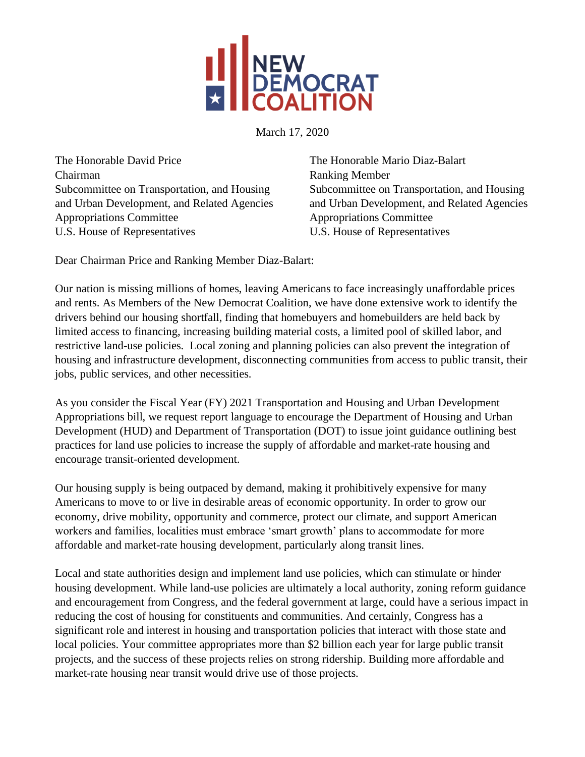NEW DEMOCRAT COALITION

March 17, 2020

The Honorable David Price
Chairman
Subcommittee on Transportation, and Housing and Urban Development, and Related Agencies
Appropriations Committee
U.S. House of Representatives

The Honorable Mario Diaz-Balart
Ranking Member
Subcommittee on Transportation, and Housing and Urban Development, and Related Agencies
Appropriations Committee
U.S. House of Representatives

Dear Chairman Price and Ranking Member Diaz-Balart:

Our nation is missing millions of homes, leaving Americans to face increasingly unaffordable prices and rents. As Members of the New Democrat Coalition, we have done extensive work to identify the drivers behind our housing shortfall, finding that homebuyers and homebuilders are held back by limited access to financing, increasing building material costs, a limited pool of skilled labor, and restrictive land-use policies. Local zoning and planning policies can also prevent the integration of housing and infrastructure development, disconnecting communities from access to public transit, their jobs, public services, and other necessities.

As you consider the Fiscal Year (FY) 2021 Transportation and Housing and Urban Development Appropriations bill, we request report language to encourage the Department of Housing and Urban Development (HUD) and Department of Transportation (DOT) to issue joint guidance outlining best practices for land use policies to increase the supply of affordable and market-rate housing and encourage transit-oriented development.

Our housing supply is being outpaced by demand, making it prohibitively expensive for many Americans to move to or live in desirable areas of economic opportunity. In order to grow our economy, drive mobility, opportunity and commerce, protect our climate, and support American workers and families, localities must embrace 'smart growth' plans to accommodate for more affordable and market-rate housing development, particularly along transit lines.

Local and state authorities design and implement land use policies, which can stimulate or hinder housing development. While land-use policies are ultimately a local authority, zoning reform guidance and encouragement from Congress, and the federal government at large, could have a serious impact in reducing the cost of housing for constituents and communities. And certainly, Congress has a significant role and interest in housing and transportation policies that interact with those state and local policies. Your committee appropriates more than $2 billion each year for large public transit projects, and the success of these projects relies on strong ridership. Building more affordable and market-rate housing near transit would drive use of those projects.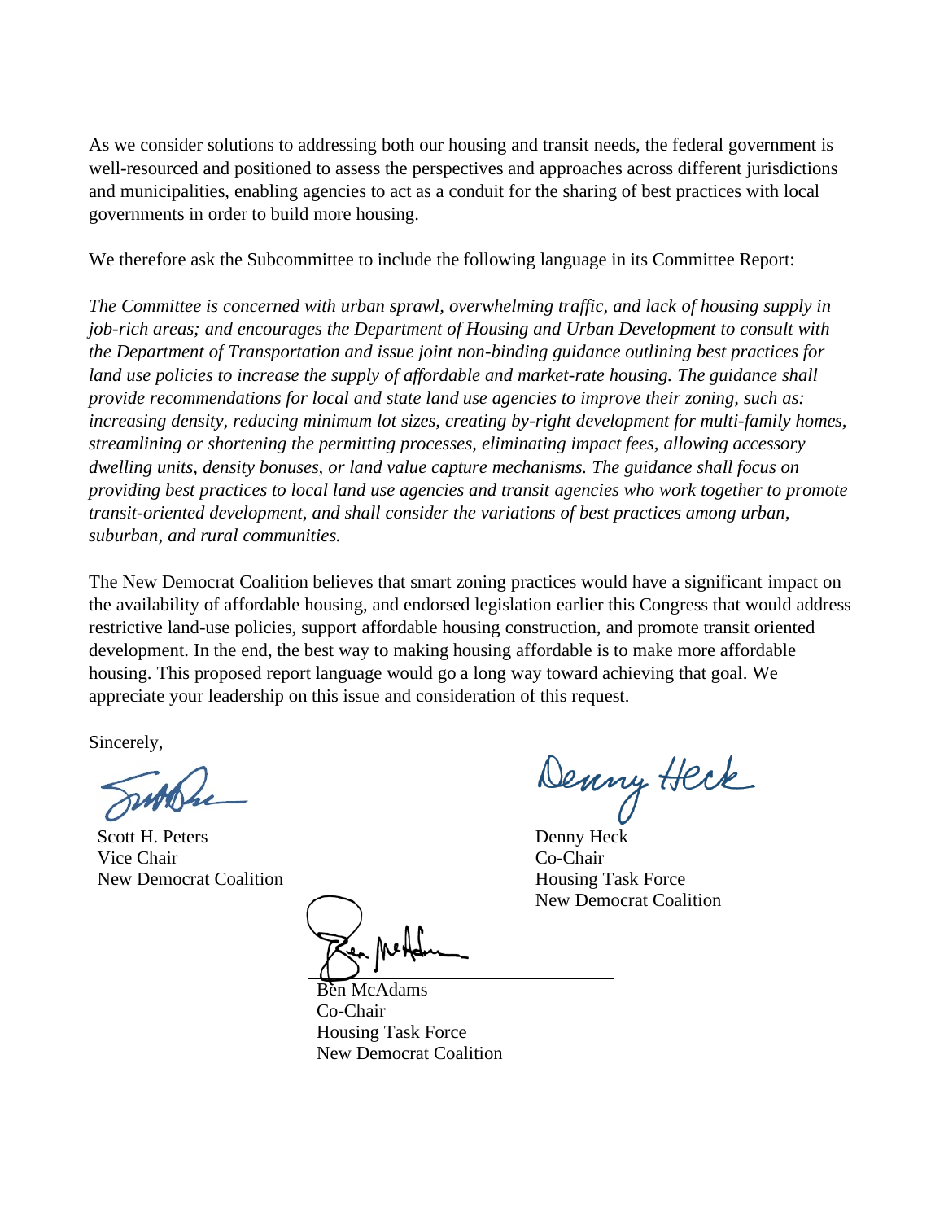As we consider solutions to addressing both our housing and transit needs, the federal government is well-resourced and positioned to assess the perspectives and approaches across different jurisdictions and municipalities, enabling agencies to act as a conduit for the sharing of best practices with local governments in order to build more housing.

We therefore ask the Subcommittee to include the following language in its Committee Report:

*The Committee is concerned with urban sprawl, overwhelming traffic, and lack of housing supply in job-rich areas; and encourages the Department of Housing and Urban Development to consult with the Department of Transportation and issue joint non-binding guidance outlining best practices for land use policies to increase the supply of affordable and market-rate housing. The guidance shall provide recommendations for local and state land use agencies to improve their zoning, such as: increasing density, reducing minimum lot sizes, creating by-right development for multi-family homes, streamlining or shortening the permitting processes, eliminating impact fees, allowing accessory dwelling units, density bonuses, or land value capture mechanisms. The guidance shall focus on providing best practices to local land use agencies and transit agencies who work together to promote transit-oriented development, and shall consider the variations of best practices among urban, suburban, and rural communities.*

The New Democrat Coalition believes that smart zoning practices would have a significant impact on the availability of affordable housing, and endorsed legislation earlier this Congress that would address restrictive land-use policies, support affordable housing construction, and promote transit oriented development. In the end, the best way to making housing affordable is to make more affordable housing. This proposed report language would go a long way toward achieving that goal. We appreciate your leadership on this issue and consideration of this request.

Sincerely,

Scott H. Peters
Vice Chair
New Democrat Coalition

Denny Heck
Co-Chair
Housing Task Force
New Democrat Coalition

Ben McAdams
Co-Chair
Housing Task Force
New Democrat Coalition